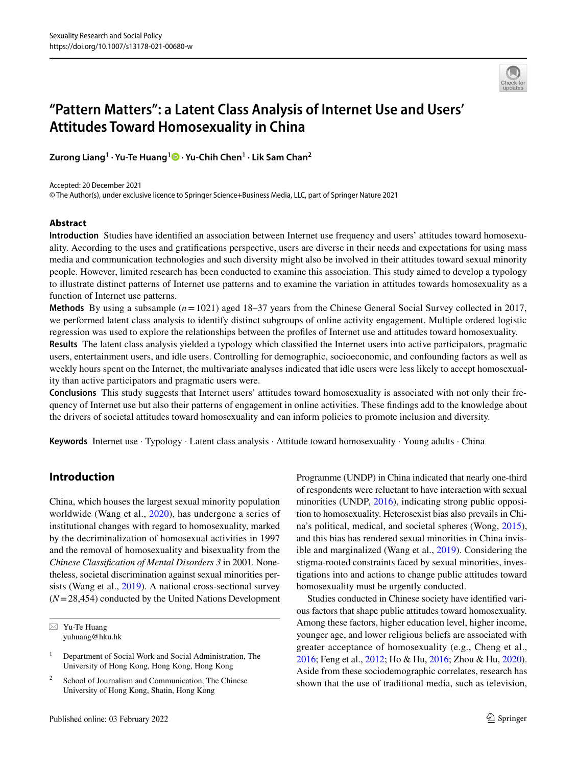# "Pattern Matters": a Latent Class Analysis of Internet Use and Users' Attitudes Toward Homosexuality in China

**Zurong Liang[1] · Yu-Te Huang[1] · Yu-Chih Chen[1] · Lik Sam Chan[2]**

Accepted: 20 December 2021
© The Author(s), under exclusive licence to Springer Science+Business Media, LLC, part of Springer Nature 2021

## Abstract

**Introduction** Studies have identified an association between Internet use frequency and users' attitudes toward homosexuality. According to the uses and gratifications perspective, users are diverse in their needs and expectations for using mass media and communication technologies and such diversity might also be involved in their attitudes toward sexual minority people. However, limited research has been conducted to examine this association. This study aimed to develop a typology to illustrate distinct patterns of Internet use patterns and to examine the variation in attitudes towards homosexuality as a function of Internet use patterns.

**Methods** By using a subsample ($n = 1021$) aged 18–37 years from the Chinese General Social Survey collected in 2017, we performed latent class analysis to identify distinct subgroups of online activity engagement. Multiple ordered logistic regression was used to explore the relationships between the profiles of Internet use and attitudes toward homosexuality.

**Results** The latent class analysis yielded a typology which classified the Internet users into active participators, pragmatic users, entertainment users, and idle users. Controlling for demographic, socioeconomic, and confounding factors as well as weekly hours spent on the Internet, the multivariate analyses indicated that idle users were less likely to accept homosexuality than active participators and pragmatic users were.

**Conclusions** This study suggests that Internet users' attitudes toward homosexuality is associated with not only their frequency of Internet use but also their patterns of engagement in online activities. These findings add to the knowledge about the drivers of societal attitudes toward homosexuality and can inform policies to promote inclusion and diversity.

**Keywords** Internet use · Typology · Latent class analysis · Attitude toward homosexuality · Young adults · China

## Introduction

China, which houses the largest sexual minority population worldwide (Wang et al., 2020), has undergone a series of institutional changes with regard to homosexuality, marked by the decriminalization of homosexual activities in 1997 and the removal of homosexuality and bisexuality from the *Chinese Classification of Mental Disorders 3* in 2001. Nonetheless, societal discrimination against sexual minorities persists (Wang et al., 2019). A national cross-sectional survey ($N = 28{,}454$) conducted by the United Nations Development Programme (UNDP) in China indicated that nearly one-third of respondents were reluctant to have interaction with sexual minorities (UNDP, 2016), indicating strong public opposition to homosexuality. Heterosexist bias also prevails in China's political, medical, and societal spheres (Wong, 2015), and this bias has rendered sexual minorities in China invisible and marginalized (Wang et al., 2019). Considering the stigma-rooted constraints faced by sexual minorities, investigations into and actions to change public attitudes toward homosexuality must be urgently conducted.

Studies conducted in Chinese society have identified various factors that shape public attitudes toward homosexuality. Among these factors, higher education level, higher income, younger age, and lower religious beliefs are associated with greater acceptance of homosexuality (e.g., Cheng et al., 2016; Feng et al., 2012; Ho & Hu, 2016; Zhou & Hu, 2020). Aside from these sociodemographic correlates, research has shown that the use of traditional media, such as television,

---

✉ Yu-Te Huang
yuhuang@hku.hk

[1] Department of Social Work and Social Administration, The University of Hong Kong, Hong Kong, Hong Kong

[2] School of Journalism and Communication, The Chinese University of Hong Kong, Shatin, Hong Kong

Published online: 03 February 2022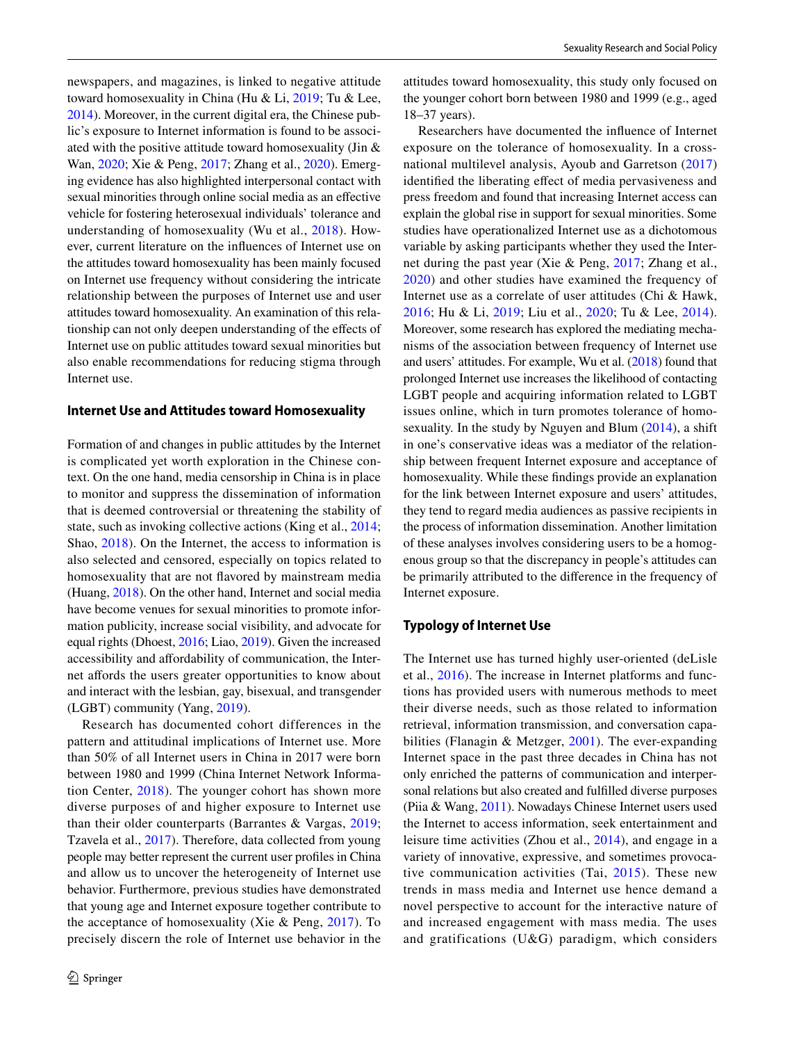newspapers, and magazines, is linked to negative attitude toward homosexuality in China (Hu & Li, 2019; Tu & Lee, 2014). Moreover, in the current digital era, the Chinese public's exposure to Internet information is found to be associated with the positive attitude toward homosexuality (Jin & Wan, 2020; Xie & Peng, 2017; Zhang et al., 2020). Emerging evidence has also highlighted interpersonal contact with sexual minorities through online social media as an effective vehicle for fostering heterosexual individuals' tolerance and understanding of homosexuality (Wu et al., 2018). However, current literature on the influences of Internet use on the attitudes toward homosexuality has been mainly focused on Internet use frequency without considering the intricate relationship between the purposes of Internet use and user attitudes toward homosexuality. An examination of this relationship can not only deepen understanding of the effects of Internet use on public attitudes toward sexual minorities but also enable recommendations for reducing stigma through Internet use.

### Internet Use and Attitudes toward Homosexuality

Formation of and changes in public attitudes by the Internet is complicated yet worth exploration in the Chinese context. On the one hand, media censorship in China is in place to monitor and suppress the dissemination of information that is deemed controversial or threatening the stability of state, such as invoking collective actions (King et al., 2014; Shao, 2018). On the Internet, the access to information is also selected and censored, especially on topics related to homosexuality that are not flavored by mainstream media (Huang, 2018). On the other hand, Internet and social media have become venues for social minorities to promote information publicity, increase social visibility, and advocate for equal rights (Dhoest, 2016; Liao, 2019). Given the increased accessibility and affordability of communication, the Internet affords the users greater opportunities to know about and interact with the lesbian, gay, bisexual, and transgender (LGBT) community (Yang, 2019).

Research has documented cohort differences in the pattern and attitudinal implications of Internet use. More than 50% of all Internet users in China in 2017 were born between 1980 and 1999 (China Internet Network Information Center, 2018). The younger cohort has shown more diverse purposes of and higher exposure to Internet use than their older counterparts (Barrantes & Vargas, 2019; Tzavela et al., 2017). Therefore, data collected from young people may better represent the current user profiles in China and allow us to uncover the heterogeneity of Internet use behavior. Furthermore, previous studies have demonstrated that young age and Internet exposure together contribute to the acceptance of homosexuality (Xie & Peng, 2017). To precisely discern the role of Internet use behavior in the attitudes toward homosexuality, this study only focused on the younger cohort born between 1980 and 1999 (e.g., aged 18–37 years).

Researchers have documented the influence of Internet exposure on the tolerance of homosexuality. In a cross-national multilevel analysis, Ayoub and Garretson (2017) identified the liberating effect of media pervasiveness and press freedom and found that increasing Internet access can explain the global rise in support for sexual minorities. Some studies have operationalized Internet use as a dichotomous variable by asking participants whether they used the Internet during the past year (Xie & Peng, 2017; Zhang et al., 2020) and other studies have examined the frequency of Internet use as a correlate of user attitudes (Chi & Hawk, 2016; Hu & Li, 2019; Liu et al., 2020; Tu & Lee, 2014). Moreover, some research has explored the mediating mechanisms of the association between frequency of Internet use and users' attitudes. For example, Wu et al. (2018) found that prolonged Internet use increases the likelihood of contacting LGBT people and acquiring information related to LGBT issues online, which in turn promotes tolerance of homosexuality. In the study by Nguyen and Blum (2014), a shift in one's conservative ideas was a mediator of the relationship between frequent Internet exposure and acceptance of homosexuality. While these findings provide an explanation for the link between Internet exposure and users' attitudes, they tend to regard media audiences as passive recipients in the process of information dissemination. Another limitation of these analyses involves considering users to be a homogenous group so that the discrepancy in people's attitudes can be primarily attributed to the difference in the frequency of Internet exposure.

### Typology of Internet Use

The Internet use has turned highly user-oriented (deLisle et al., 2016). The increase in Internet platforms and functions has provided users with numerous methods to meet their diverse needs, such as those related to information retrieval, information transmission, and conversation capabilities (Flanagin & Metzger, 2001). The ever-expanding Internet space in the past three decades in China has not only enriched the patterns of communication and interpersonal relations but also created and fulfilled diverse purposes (Piia & Wang, 2011). Nowadays Chinese Internet users used the Internet to access information, seek entertainment and leisure time activities (Zhou et al., 2014), and engage in a variety of innovative, expressive, and sometimes provocative communication activities (Tai, 2015). These new trends in mass media and Internet use hence demand a novel perspective to account for the interactive nature of and increased engagement with mass media. The uses and gratifications (U&G) paradigm, which considers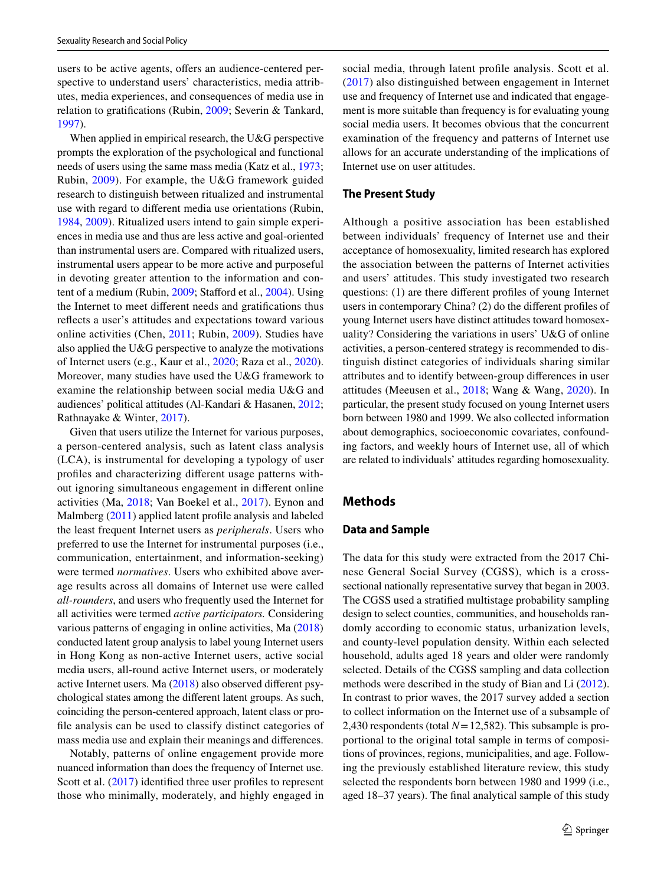users to be active agents, offers an audience-centered perspective to understand users' characteristics, media attributes, media experiences, and consequences of media use in relation to gratifications (Rubin, 2009; Severin & Tankard, 1997).

When applied in empirical research, the U&G perspective prompts the exploration of the psychological and functional needs of users using the same mass media (Katz et al., 1973; Rubin, 2009). For example, the U&G framework guided research to distinguish between ritualized and instrumental use with regard to different media use orientations (Rubin, 1984, 2009). Ritualized users intend to gain simple experiences in media use and thus are less active and goal-oriented than instrumental users are. Compared with ritualized users, instrumental users appear to be more active and purposeful in devoting greater attention to the information and content of a medium (Rubin, 2009; Stafford et al., 2004). Using the Internet to meet different needs and gratifications thus reflects a user's attitudes and expectations toward various online activities (Chen, 2011; Rubin, 2009). Studies have also applied the U&G perspective to analyze the motivations of Internet users (e.g., Kaur et al., 2020; Raza et al., 2020). Moreover, many studies have used the U&G framework to examine the relationship between social media U&G and audiences' political attitudes (Al-Kandari & Hasanen, 2012; Rathnayake & Winter, 2017).

Given that users utilize the Internet for various purposes, a person-centered analysis, such as latent class analysis (LCA), is instrumental for developing a typology of user profiles and characterizing different usage patterns without ignoring simultaneous engagement in different online activities (Ma, 2018; Van Boekel et al., 2017). Eynon and Malmberg (2011) applied latent profile analysis and labeled the least frequent Internet users as *peripherals*. Users who preferred to use the Internet for instrumental purposes (i.e., communication, entertainment, and information-seeking) were termed *normatives*. Users who exhibited above average results across all domains of Internet use were called *all-rounders*, and users who frequently used the Internet for all activities were termed *active participators.* Considering various patterns of engaging in online activities, Ma (2018) conducted latent group analysis to label young Internet users in Hong Kong as non-active Internet users, active social media users, all-round active Internet users, or moderately active Internet users. Ma (2018) also observed different psychological states among the different latent groups. As such, coinciding the person-centered approach, latent class or profile analysis can be used to classify distinct categories of mass media use and explain their meanings and differences.

Notably, patterns of online engagement provide more nuanced information than does the frequency of Internet use. Scott et al. (2017) identified three user profiles to represent those who minimally, moderately, and highly engaged in social media, through latent profile analysis. Scott et al. (2017) also distinguished between engagement in Internet use and frequency of Internet use and indicated that engagement is more suitable than frequency is for evaluating young social media users. It becomes obvious that the concurrent examination of the frequency and patterns of Internet use allows for an accurate understanding of the implications of Internet use on user attitudes.

### The Present Study

Although a positive association has been established between individuals' frequency of Internet use and their acceptance of homosexuality, limited research has explored the association between the patterns of Internet activities and users' attitudes. This study investigated two research questions: (1) are there different profiles of young Internet users in contemporary China? (2) do the different profiles of young Internet users have distinct attitudes toward homosexuality? Considering the variations in users' U&G of online activities, a person-centered strategy is recommended to distinguish distinct categories of individuals sharing similar attributes and to identify between-group differences in user attitudes (Meeusen et al., 2018; Wang & Wang, 2020). In particular, the present study focused on young Internet users born between 1980 and 1999. We also collected information about demographics, socioeconomic covariates, confounding factors, and weekly hours of Internet use, all of which are related to individuals' attitudes regarding homosexuality.

## Methods

### Data and Sample

The data for this study were extracted from the 2017 Chinese General Social Survey (CGSS), which is a cross-sectional nationally representative survey that began in 2003. The CGSS used a stratified multistage probability sampling design to select counties, communities, and households randomly according to economic status, urbanization levels, and county-level population density. Within each selected household, adults aged 18 years and older were randomly selected. Details of the CGSS sampling and data collection methods were described in the study of Bian and Li (2012). In contrast to prior waves, the 2017 survey added a section to collect information on the Internet use of a subsample of 2,430 respondents (total $N = 12{,}582$). This subsample is proportional to the original total sample in terms of compositions of provinces, regions, municipalities, and age. Following the previously established literature review, this study selected the respondents born between 1980 and 1999 (i.e., aged 18–37 years). The final analytical sample of this study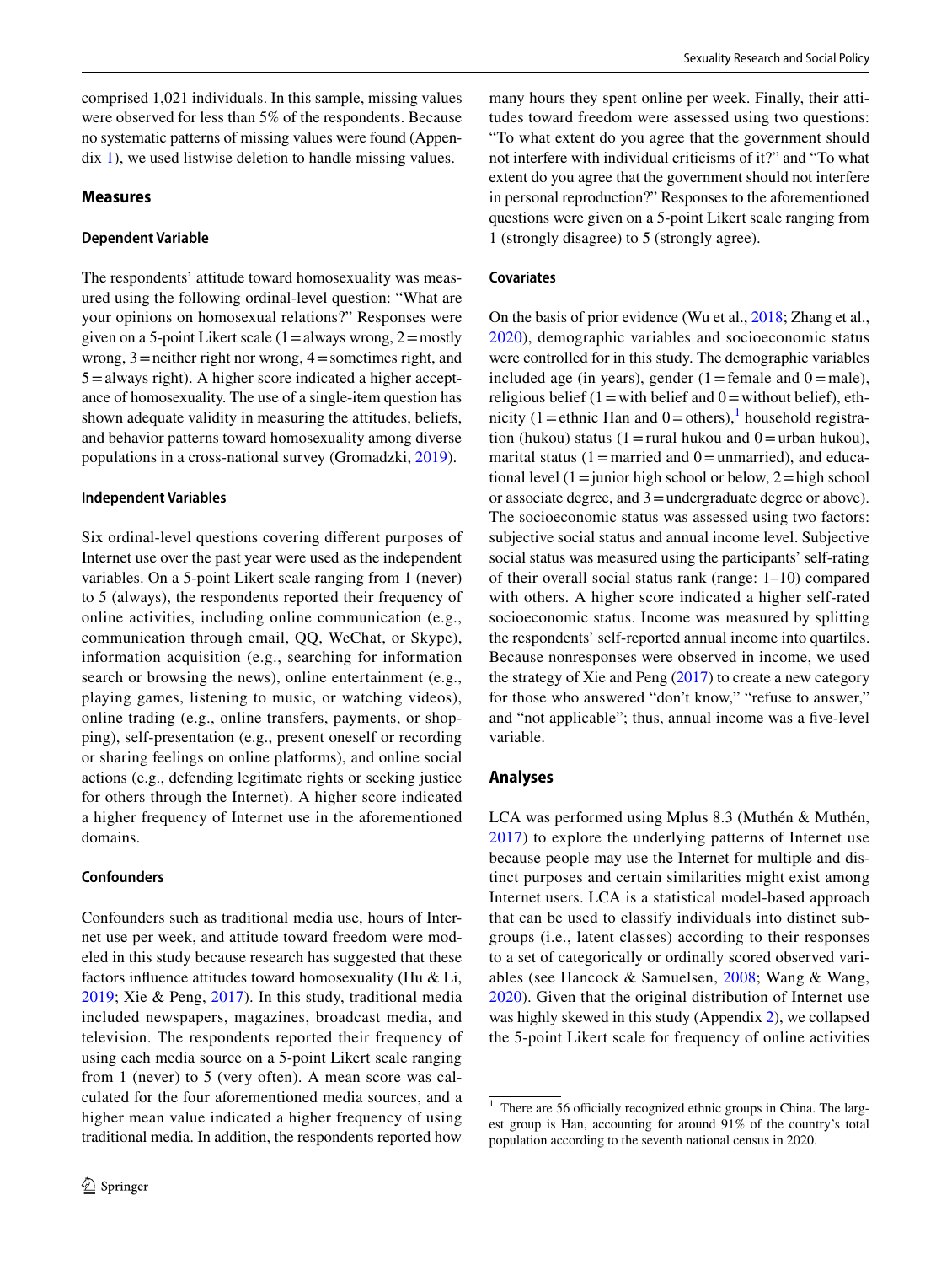comprised 1,021 individuals. In this sample, missing values were observed for less than 5% of the respondents. Because no systematic patterns of missing values were found (Appendix 1), we used listwise deletion to handle missing values.

### Measures

#### Dependent Variable

The respondents' attitude toward homosexuality was measured using the following ordinal-level question: "What are your opinions on homosexual relations?" Responses were given on a 5-point Likert scale (1 = always wrong, 2 = mostly wrong, 3 = neither right nor wrong, 4 = sometimes right, and 5 = always right). A higher score indicated a higher acceptance of homosexuality. The use of a single-item question has shown adequate validity in measuring the attitudes, beliefs, and behavior patterns toward homosexuality among diverse populations in a cross-national survey (Gromadzki, 2019).

#### Independent Variables

Six ordinal-level questions covering different purposes of Internet use over the past year were used as the independent variables. On a 5-point Likert scale ranging from 1 (never) to 5 (always), the respondents reported their frequency of online activities, including online communication (e.g., communication through email, QQ, WeChat, or Skype), information acquisition (e.g., searching for information search or browsing the news), online entertainment (e.g., playing games, listening to music, or watching videos), online trading (e.g., online transfers, payments, or shopping), self-presentation (e.g., present oneself or recording or sharing feelings on online platforms), and online social actions (e.g., defending legitimate rights or seeking justice for others through the Internet). A higher score indicated a higher frequency of Internet use in the aforementioned domains.

#### Confounders

Confounders such as traditional media use, hours of Internet use per week, and attitude toward freedom were modeled in this study because research has suggested that these factors influence attitudes toward homosexuality (Hu & Li, 2019; Xie & Peng, 2017). In this study, traditional media included newspapers, magazines, broadcast media, and television. The respondents reported their frequency of using each media source on a 5-point Likert scale ranging from 1 (never) to 5 (very often). A mean score was calculated for the four aforementioned media sources, and a higher mean value indicated a higher frequency of using traditional media. In addition, the respondents reported how many hours they spent online per week. Finally, their attitudes toward freedom were assessed using two questions: "To what extent do you agree that the government should not interfere with individual criticisms of it?" and "To what extent do you agree that the government should not interfere in personal reproduction?" Responses to the aforementioned questions were given on a 5-point Likert scale ranging from 1 (strongly disagree) to 5 (strongly agree).

#### Covariates

On the basis of prior evidence (Wu et al., 2018; Zhang et al., 2020), demographic variables and socioeconomic status were controlled for in this study. The demographic variables included age (in years), gender (1 = female and 0 = male), religious belief (1 = with belief and 0 = without belief), ethnicity (1 = ethnic Han and 0 = others),[1] household registration (hukou) status (1 = rural hukou and 0 = urban hukou), marital status (1 = married and 0 = unmarried), and educational level (1 = junior high school or below, 2 = high school or associate degree, and 3 = undergraduate degree or above). The socioeconomic status was assessed using two factors: subjective social status and annual income level. Subjective social status was measured using the participants' self-rating of their overall social status rank (range: 1–10) compared with others. A higher score indicated a higher self-rated socioeconomic status. Income was measured by splitting the respondents' self-reported annual income into quartiles. Because nonresponses were observed in income, we used the strategy of Xie and Peng (2017) to create a new category for those who answered "don't know," "refuse to answer," and "not applicable"; thus, annual income was a five-level variable.

### Analyses

LCA was performed using Mplus 8.3 (Muthén & Muthén, 2017) to explore the underlying patterns of Internet use because people may use the Internet for multiple and distinct purposes and certain similarities might exist among Internet users. LCA is a statistical model-based approach that can be used to classify individuals into distinct subgroups (i.e., latent classes) according to their responses to a set of categorically or ordinally scored observed variables (see Hancock & Samuelsen, 2008; Wang & Wang, 2020). Given that the original distribution of Internet use was highly skewed in this study (Appendix 2), we collapsed the 5-point Likert scale for frequency of online activities

[1] There are 56 officially recognized ethnic groups in China. The largest group is Han, accounting for around 91% of the country's total population according to the seventh national census in 2020.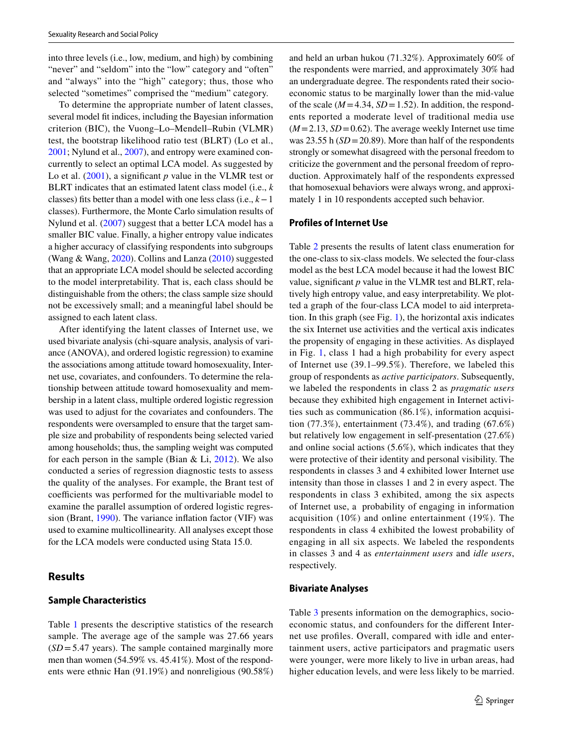into three levels (i.e., low, medium, and high) by combining "never" and "seldom" into the "low" category and "often" and "always" into the "high" category; thus, those who selected "sometimes" comprised the "medium" category.

To determine the appropriate number of latent classes, several model fit indices, including the Bayesian information criterion (BIC), the Vuong–Lo–Mendell–Rubin (VLMR) test, the bootstrap likelihood ratio test (BLRT) (Lo et al., 2001; Nylund et al., 2007), and entropy were examined concurrently to select an optimal LCA model. As suggested by Lo et al. (2001), a significant *p* value in the VLMR test or BLRT indicates that an estimated latent class model (i.e., *k* classes) fits better than a model with one less class (i.e., $k-1$ classes). Furthermore, the Monte Carlo simulation results of Nylund et al. (2007) suggest that a better LCA model has a smaller BIC value. Finally, a higher entropy value indicates a higher accuracy of classifying respondents into subgroups (Wang & Wang, 2020). Collins and Lanza (2010) suggested that an appropriate LCA model should be selected according to the model interpretability. That is, each class should be distinguishable from the others; the class sample size should not be excessively small; and a meaningful label should be assigned to each latent class.

After identifying the latent classes of Internet use, we used bivariate analysis (chi-square analysis, analysis of variance (ANOVA), and ordered logistic regression) to examine the associations among attitude toward homosexuality, Internet use, covariates, and confounders. To determine the relationship between attitude toward homosexuality and membership in a latent class, multiple ordered logistic regression was used to adjust for the covariates and confounders. The respondents were oversampled to ensure that the target sample size and probability of respondents being selected varied among households; thus, the sampling weight was computed for each person in the sample (Bian & Li, 2012). We also conducted a series of regression diagnostic tests to assess the quality of the analyses. For example, the Brant test of coefficients was performed for the multivariable model to examine the parallel assumption of ordered logistic regression (Brant, 1990). The variance inflation factor (VIF) was used to examine multicollinearity. All analyses except those for the LCA models were conducted using Stata 15.0.

## Results

### Sample Characteristics

Table 1 presents the descriptive statistics of the research sample. The average age of the sample was 27.66 years ($SD = 5.47$ years). The sample contained marginally more men than women (54.59% vs. 45.41%). Most of the respondents were ethnic Han (91.19%) and nonreligious (90.58%) and held an urban hukou (71.32%). Approximately 60% of the respondents were married, and approximately 30% had an undergraduate degree. The respondents rated their socioeconomic status to be marginally lower than the mid-value of the scale ($M = 4.34$, $SD = 1.52$). In addition, the respondents reported a moderate level of traditional media use ($M = 2.13$, $SD = 0.62$). The average weekly Internet use time was 23.55 h ($SD = 20.89$). More than half of the respondents strongly or somewhat disagreed with the personal freedom to criticize the government and the personal freedom of reproduction. Approximately half of the respondents expressed that homosexual behaviors were always wrong, and approximately 1 in 10 respondents accepted such behavior.

### Profiles of Internet Use

Table 2 presents the results of latent class enumeration for the one-class to six-class models. We selected the four-class model as the best LCA model because it had the lowest BIC value, significant *p* value in the VLMR test and BLRT, relatively high entropy value, and easy interpretability. We plotted a graph of the four-class LCA model to aid interpretation. In this graph (see Fig. 1), the horizontal axis indicates the six Internet use activities and the vertical axis indicates the propensity of engaging in these activities. As displayed in Fig. 1, class 1 had a high probability for every aspect of Internet use (39.1–99.5%). Therefore, we labeled this group of respondents as *active participators*. Subsequently, we labeled the respondents in class 2 as *pragmatic users* because they exhibited high engagement in Internet activities such as communication (86.1%), information acquisition (77.3%), entertainment (73.4%), and trading (67.6%) but relatively low engagement in self-presentation (27.6%) and online social actions (5.6%), which indicates that they were protective of their identity and personal visibility. The respondents in classes 3 and 4 exhibited lower Internet use intensity than those in classes 1 and 2 in every aspect. The respondents in class 3 exhibited, among the six aspects of Internet use, a probability of engaging in information acquisition (10%) and online entertainment (19%). The respondents in class 4 exhibited the lowest probability of engaging in all six aspects. We labeled the respondents in classes 3 and 4 as *entertainment users* and *idle users*, respectively.

### Bivariate Analyses

Table 3 presents information on the demographics, socioeconomic status, and confounders for the different Internet use profiles. Overall, compared with idle and entertainment users, active participators and pragmatic users were younger, were more likely to live in urban areas, had higher education levels, and were less likely to be married.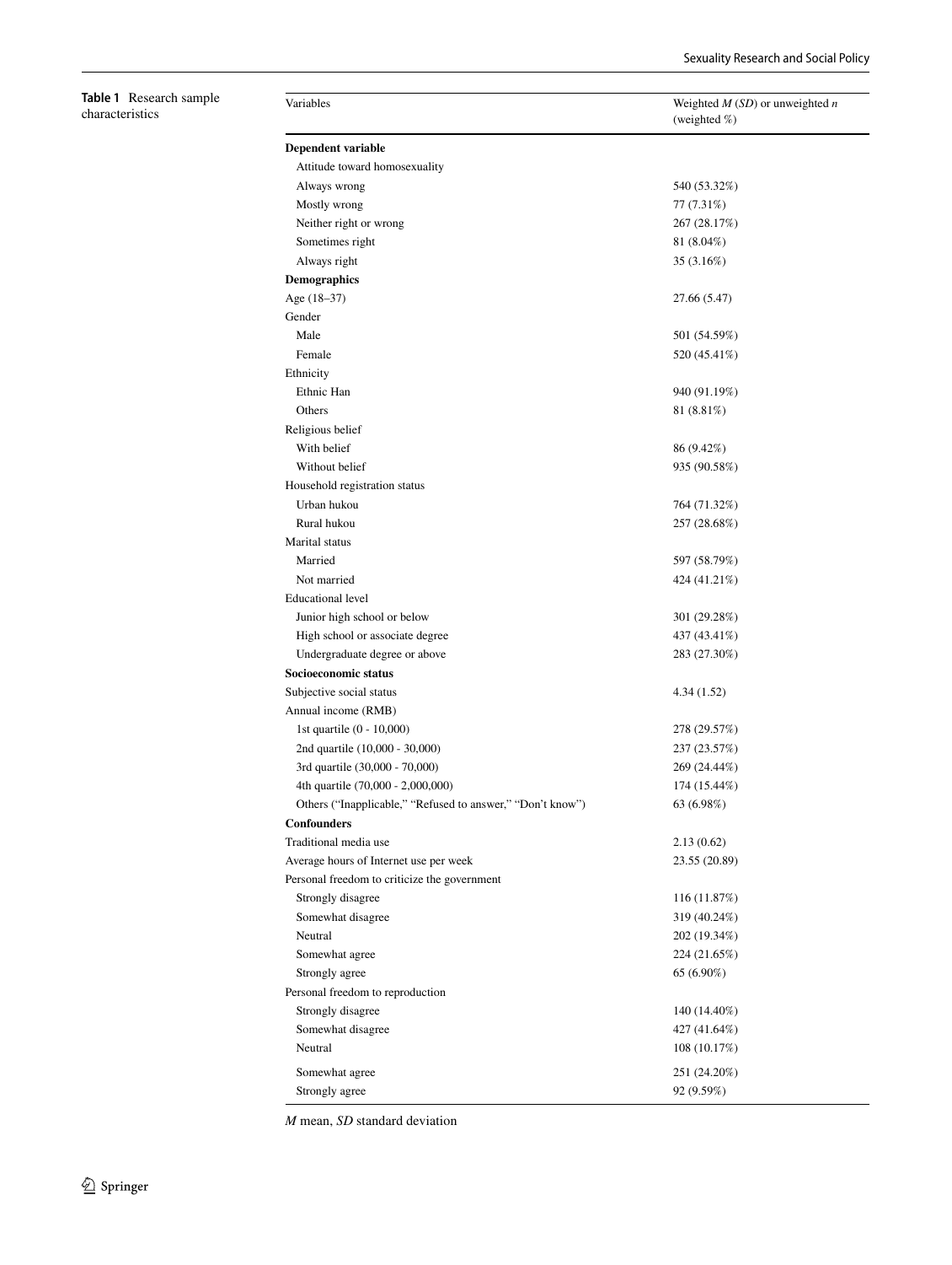**Table 1** Research sample characteristics

| Variables | Weighted *M* (*SD*) or unweighted *n* (weighted %) |
|---|---|
| **Dependent variable** | |
| Attitude toward homosexuality | |
| Always wrong | 540 (53.32%) |
| Mostly wrong | 77 (7.31%) |
| Neither right or wrong | 267 (28.17%) |
| Sometimes right | 81 (8.04%) |
| Always right | 35 (3.16%) |
| **Demographics** | |
| Age (18–37) | 27.66 (5.47) |
| Gender | |
| Male | 501 (54.59%) |
| Female | 520 (45.41%) |
| Ethnicity | |
| Ethnic Han | 940 (91.19%) |
| Others | 81 (8.81%) |
| Religious belief | |
| With belief | 86 (9.42%) |
| Without belief | 935 (90.58%) |
| Household registration status | |
| Urban hukou | 764 (71.32%) |
| Rural hukou | 257 (28.68%) |
| Marital status | |
| Married | 597 (58.79%) |
| Not married | 424 (41.21%) |
| Educational level | |
| Junior high school or below | 301 (29.28%) |
| High school or associate degree | 437 (43.41%) |
| Undergraduate degree or above | 283 (27.30%) |
| **Socioeconomic status** | |
| Subjective social status | 4.34 (1.52) |
| Annual income (RMB) | |
| 1st quartile (0 - 10,000) | 278 (29.57%) |
| 2nd quartile (10,000 - 30,000) | 237 (23.57%) |
| 3rd quartile (30,000 - 70,000) | 269 (24.44%) |
| 4th quartile (70,000 - 2,000,000) | 174 (15.44%) |
| Others ("Inapplicable," "Refused to answer," "Don't know") | 63 (6.98%) |
| **Confounders** | |
| Traditional media use | 2.13 (0.62) |
| Average hours of Internet use per week | 23.55 (20.89) |
| Personal freedom to criticize the government | |
| Strongly disagree | 116 (11.87%) |
| Somewhat disagree | 319 (40.24%) |
| Neutral | 202 (19.34%) |
| Somewhat agree | 224 (21.65%) |
| Strongly agree | 65 (6.90%) |
| Personal freedom to reproduction | |
| Strongly disagree | 140 (14.40%) |
| Somewhat disagree | 427 (41.64%) |
| Neutral | 108 (10.17%) |
| Somewhat agree | 251 (24.20%) |
| Strongly agree | 92 (9.59%) |

*M* mean, *SD* standard deviation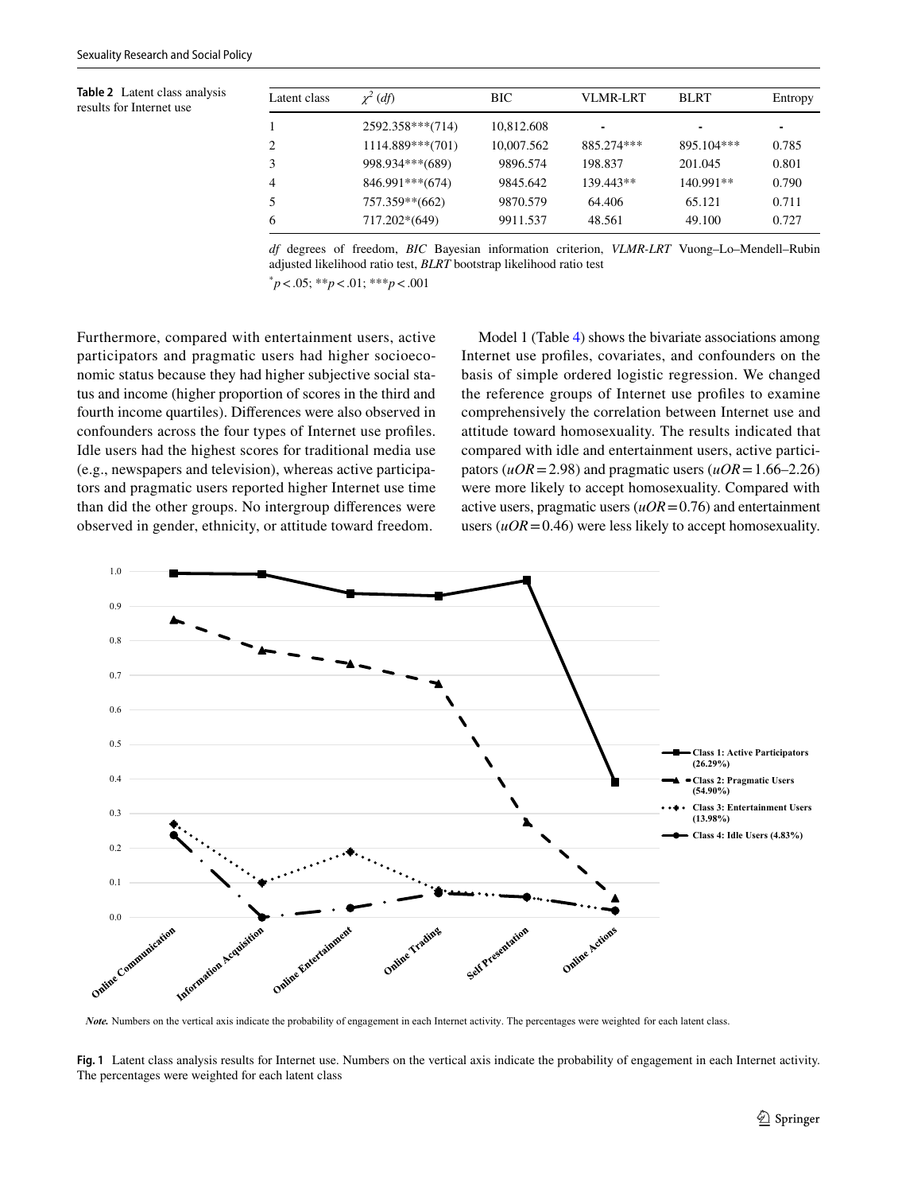**Table 2** Latent class analysis results for Internet use

| Latent class | $\chi^2$ (*df*) | BIC | VLMR-LRT | BLRT | Entropy |
|---|---|---|---|---|---|
| 1 | 2592.358***(714) | 10,812.608 | - | - | - |
| 2 | 1114.889***(701) | 10,007.562 | 885.274*** | 895.104*** | 0.785 |
| 3 | 998.934***(689) | 9896.574 | 198.837 | 201.045 | 0.801 |
| 4 | 846.991***(674) | 9845.642 | 139.443** | 140.991** | 0.790 |
| 5 | 757.359**(662) | 9870.579 | 64.406 | 65.121 | 0.711 |
| 6 | 717.202*(649) | 9911.537 | 48.561 | 49.100 | 0.727 |

*df* degrees of freedom, *BIC* Bayesian information criterion, *VLMR-LRT* Vuong–Lo–Mendell–Rubin adjusted likelihood ratio test, *BLRT* bootstrap likelihood ratio test

*$p < .05$; **$p < .01$; ***$p < .001$

Furthermore, compared with entertainment users, active participators and pragmatic users had higher socioeconomic status because they had higher subjective social status and income (higher proportion of scores in the third and fourth income quartiles). Differences were also observed in confounders across the four types of Internet use profiles. Idle users had the highest scores for traditional media use (e.g., newspapers and television), whereas active participators and pragmatic users reported higher Internet use time than did the other groups. No intergroup differences were observed in gender, ethnicity, or attitude toward freedom.

Model 1 (Table 4) shows the bivariate associations among Internet use profiles, covariates, and confounders on the basis of simple ordered logistic regression. We changed the reference groups of Internet use profiles to examine comprehensively the correlation between Internet use and attitude toward homosexuality. The results indicated that compared with idle and entertainment users, active participators ($uOR = 2.98$) and pragmatic users ($uOR = 1.66$–$2.26$) were more likely to accept homosexuality. Compared with active users, pragmatic users ($uOR = 0.76$) and entertainment users ($uOR = 0.46$) were less likely to accept homosexuality.

*Note.* Numbers on the vertical axis indicate the probability of engagement in each Internet activity. The percentages were weighted for each latent class.

**Fig. 1** Latent class analysis results for Internet use. Numbers on the vertical axis indicate the probability of engagement in each Internet activity. The percentages were weighted for each latent class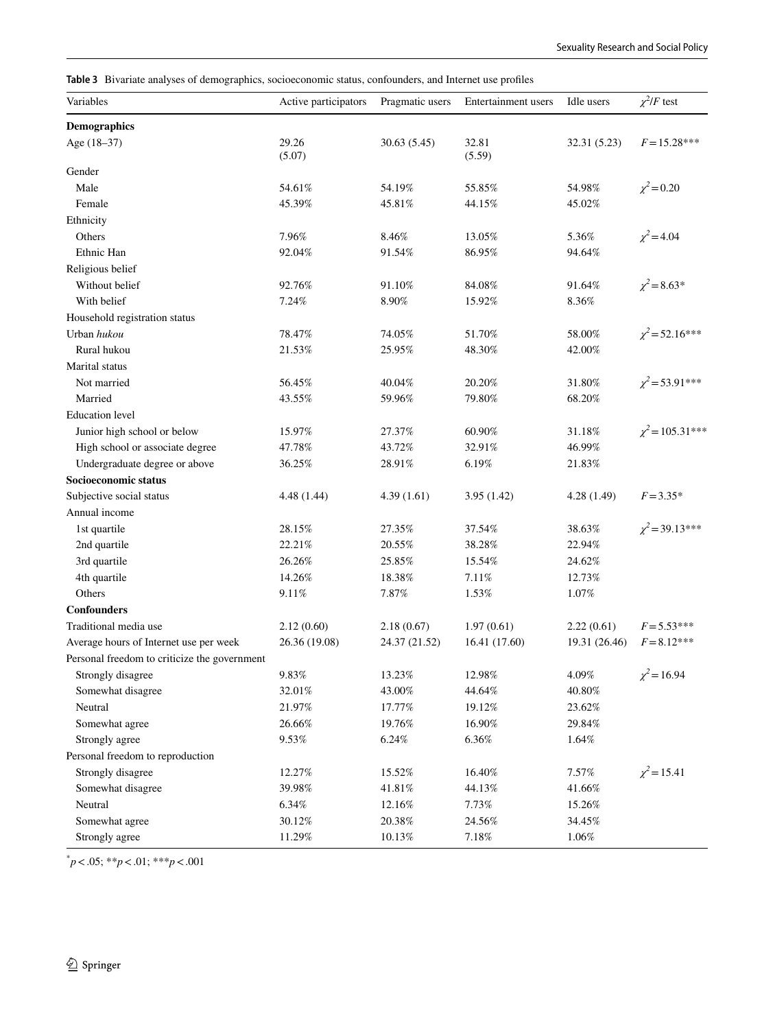**Table 3** Bivariate analyses of demographics, socioeconomic status, confounders, and Internet use profiles

| Variables | Active participators | Pragmatic users | Entertainment users | Idle users | $\chi^2/F$ test |
|---|---|---|---|---|---|
| **Demographics** | | | | | |
| Age (18–37) | 29.26 (5.07) | 30.63 (5.45) | 32.81 (5.59) | 32.31 (5.23) | $F = 15.28$*** |
| Gender | | | | | |
| Male | 54.61% | 54.19% | 55.85% | 54.98% | $\chi^2 = 0.20$ |
| Female | 45.39% | 45.81% | 44.15% | 45.02% | |
| Ethnicity | | | | | |
| Others | 7.96% | 8.46% | 13.05% | 5.36% | $\chi^2 = 4.04$ |
| Ethnic Han | 92.04% | 91.54% | 86.95% | 94.64% | |
| Religious belief | | | | | |
| Without belief | 92.76% | 91.10% | 84.08% | 91.64% | $\chi^2 = 8.63$* |
| With belief | 7.24% | 8.90% | 15.92% | 8.36% | |
| Household registration status | | | | | |
| Urban *hukou* | 78.47% | 74.05% | 51.70% | 58.00% | $\chi^2 = 52.16$*** |
| Rural hukou | 21.53% | 25.95% | 48.30% | 42.00% | |
| Marital status | | | | | |
| Not married | 56.45% | 40.04% | 20.20% | 31.80% | $\chi^2 = 53.91$*** |
| Married | 43.55% | 59.96% | 79.80% | 68.20% | |
| Education level | | | | | |
| Junior high school or below | 15.97% | 27.37% | 60.90% | 31.18% | $\chi^2 = 105.31$*** |
| High school or associate degree | 47.78% | 43.72% | 32.91% | 46.99% | |
| Undergraduate degree or above | 36.25% | 28.91% | 6.19% | 21.83% | |
| **Socioeconomic status** | | | | | |
| Subjective social status | 4.48 (1.44) | 4.39 (1.61) | 3.95 (1.42) | 4.28 (1.49) | $F = 3.35$* |
| Annual income | | | | | |
| 1st quartile | 28.15% | 27.35% | 37.54% | 38.63% | $\chi^2 = 39.13$*** |
| 2nd quartile | 22.21% | 20.55% | 38.28% | 22.94% | |
| 3rd quartile | 26.26% | 25.85% | 15.54% | 24.62% | |
| 4th quartile | 14.26% | 18.38% | 7.11% | 12.73% | |
| Others | 9.11% | 7.87% | 1.53% | 1.07% | |
| **Confounders** | | | | | |
| Traditional media use | 2.12 (0.60) | 2.18 (0.67) | 1.97 (0.61) | 2.22 (0.61) | $F = 5.53$*** |
| Average hours of Internet use per week | 26.36 (19.08) | 24.37 (21.52) | 16.41 (17.60) | 19.31 (26.46) | $F = 8.12$*** |
| Personal freedom to criticize the government | | | | | |
| Strongly disagree | 9.83% | 13.23% | 12.98% | 4.09% | $\chi^2 = 16.94$ |
| Somewhat disagree | 32.01% | 43.00% | 44.64% | 40.80% | |
| Neutral | 21.97% | 17.77% | 19.12% | 23.62% | |
| Somewhat agree | 26.66% | 19.76% | 16.90% | 29.84% | |
| Strongly agree | 9.53% | 6.24% | 6.36% | 1.64% | |
| Personal freedom to reproduction | | | | | |
| Strongly disagree | 12.27% | 15.52% | 16.40% | 7.57% | $\chi^2 = 15.41$ |
| Somewhat disagree | 39.98% | 41.81% | 44.13% | 41.66% | |
| Neutral | 6.34% | 12.16% | 7.73% | 15.26% | |
| Somewhat agree | 30.12% | 20.38% | 24.56% | 34.45% | |
| Strongly agree | 11.29% | 10.13% | 7.18% | 1.06% | |

*$p < .05$; **$p < .01$; ***$p < .001$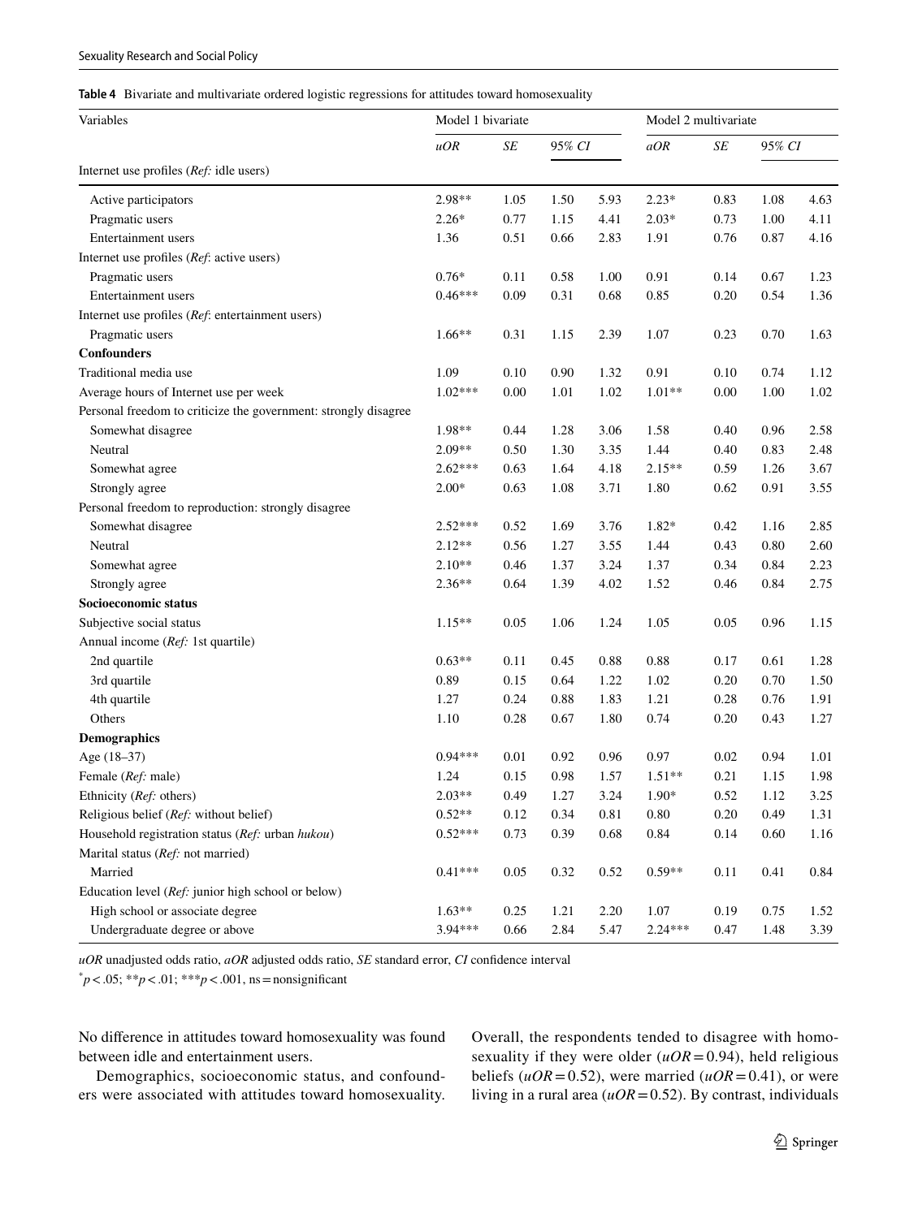**Table 4** Bivariate and multivariate ordered logistic regressions for attitudes toward homosexuality

| Variables | Model 1 bivariate | | | | Model 2 multivariate | | | |
|---|---|---|---|---|---|---|---|---|
| | *uOR* | *SE* | 95% *CI* | | *aOR* | *SE* | 95% *CI* | |
| Internet use profiles (*Ref:* idle users) | | | | | | | | |
| Active participators | 2.98** | 1.05 | 1.50 | 5.93 | 2.23* | 0.83 | 1.08 | 4.63 |
| Pragmatic users | 2.26* | 0.77 | 1.15 | 4.41 | 2.03* | 0.73 | 1.00 | 4.11 |
| Entertainment users | 1.36 | 0.51 | 0.66 | 2.83 | 1.91 | 0.76 | 0.87 | 4.16 |
| Internet use profiles (*Ref*: active users) | | | | | | | | |
| Pragmatic users | 0.76* | 0.11 | 0.58 | 1.00 | 0.91 | 0.14 | 0.67 | 1.23 |
| Entertainment users | 0.46*** | 0.09 | 0.31 | 0.68 | 0.85 | 0.20 | 0.54 | 1.36 |
| Internet use profiles (*Ref*: entertainment users) | | | | | | | | |
| Pragmatic users | 1.66** | 0.31 | 1.15 | 2.39 | 1.07 | 0.23 | 0.70 | 1.63 |
| **Confounders** | | | | | | | | |
| Traditional media use | 1.09 | 0.10 | 0.90 | 1.32 | 0.91 | 0.10 | 0.74 | 1.12 |
| Average hours of Internet use per week | 1.02*** | 0.00 | 1.01 | 1.02 | 1.01** | 0.00 | 1.00 | 1.02 |
| Personal freedom to criticize the government: strongly disagree | | | | | | | | |
| Somewhat disagree | 1.98** | 0.44 | 1.28 | 3.06 | 1.58 | 0.40 | 0.96 | 2.58 |
| Neutral | 2.09** | 0.50 | 1.30 | 3.35 | 1.44 | 0.40 | 0.83 | 2.48 |
| Somewhat agree | 2.62*** | 0.63 | 1.64 | 4.18 | 2.15** | 0.59 | 1.26 | 3.67 |
| Strongly agree | 2.00* | 0.63 | 1.08 | 3.71 | 1.80 | 0.62 | 0.91 | 3.55 |
| Personal freedom to reproduction: strongly disagree | | | | | | | | |
| Somewhat disagree | 2.52*** | 0.52 | 1.69 | 3.76 | 1.82* | 0.42 | 1.16 | 2.85 |
| Neutral | 2.12** | 0.56 | 1.27 | 3.55 | 1.44 | 0.43 | 0.80 | 2.60 |
| Somewhat agree | 2.10** | 0.46 | 1.37 | 3.24 | 1.37 | 0.34 | 0.84 | 2.23 |
| Strongly agree | 2.36** | 0.64 | 1.39 | 4.02 | 1.52 | 0.46 | 0.84 | 2.75 |
| **Socioeconomic status** | | | | | | | | |
| Subjective social status | 1.15** | 0.05 | 1.06 | 1.24 | 1.05 | 0.05 | 0.96 | 1.15 |
| Annual income (*Ref:* 1st quartile) | | | | | | | | |
| 2nd quartile | 0.63** | 0.11 | 0.45 | 0.88 | 0.88 | 0.17 | 0.61 | 1.28 |
| 3rd quartile | 0.89 | 0.15 | 0.64 | 1.22 | 1.02 | 0.20 | 0.70 | 1.50 |
| 4th quartile | 1.27 | 0.24 | 0.88 | 1.83 | 1.21 | 0.28 | 0.76 | 1.91 |
| Others | 1.10 | 0.28 | 0.67 | 1.80 | 0.74 | 0.20 | 0.43 | 1.27 |
| **Demographics** | | | | | | | | |
| Age (18–37) | 0.94*** | 0.01 | 0.92 | 0.96 | 0.97 | 0.02 | 0.94 | 1.01 |
| Female (*Ref:* male) | 1.24 | 0.15 | 0.98 | 1.57 | 1.51** | 0.21 | 1.15 | 1.98 |
| Ethnicity (*Ref:* others) | 2.03** | 0.49 | 1.27 | 3.24 | 1.90* | 0.52 | 1.12 | 3.25 |
| Religious belief (*Ref:* without belief) | 0.52** | 0.12 | 0.34 | 0.81 | 0.80 | 0.20 | 0.49 | 1.31 |
| Household registration status (*Ref:* urban *hukou*) | 0.52*** | 0.73 | 0.39 | 0.68 | 0.84 | 0.14 | 0.60 | 1.16 |
| Marital status (*Ref:* not married) | | | | | | | | |
| Married | 0.41*** | 0.05 | 0.32 | 0.52 | 0.59** | 0.11 | 0.41 | 0.84 |
| Education level (*Ref:* junior high school or below) | | | | | | | | |
| High school or associate degree | 1.63** | 0.25 | 1.21 | 2.20 | 1.07 | 0.19 | 0.75 | 1.52 |
| Undergraduate degree or above | 3.94*** | 0.66 | 2.84 | 5.47 | 2.24*** | 0.47 | 1.48 | 3.39 |

*uOR* unadjusted odds ratio, *aOR* adjusted odds ratio, *SE* standard error, *CI* confidence interval

*$p < .05$; **$p < .01$; ***$p < .001$, ns = nonsignificant

No difference in attitudes toward homosexuality was found between idle and entertainment users.

Demographics, socioeconomic status, and confounders were associated with attitudes toward homosexuality. Overall, the respondents tended to disagree with homosexuality if they were older (*uOR* = 0.94), held religious beliefs (*uOR* = 0.52), were married (*uOR* = 0.41), or were living in a rural area (*uOR* = 0.52). By contrast, individuals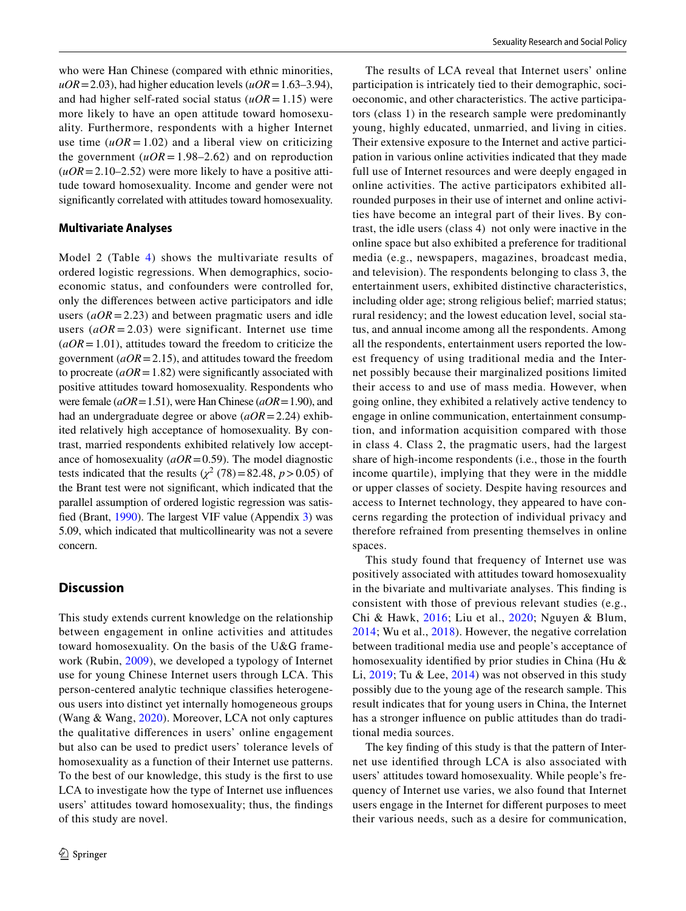who were Han Chinese (compared with ethnic minorities, $uOR = 2.03$), had higher education levels ($uOR = 1.63$–$3.94$), and had higher self-rated social status ($uOR = 1.15$) were more likely to have an open attitude toward homosexuality. Furthermore, respondents with a higher Internet use time ($uOR = 1.02$) and a liberal view on criticizing the government ($uOR = 1.98$–$2.62$) and on reproduction ($uOR = 2.10$–$2.52$) were more likely to have a positive attitude toward homosexuality. Income and gender were not significantly correlated with attitudes toward homosexuality.

### Multivariate Analyses

Model 2 (Table 4) shows the multivariate results of ordered logistic regressions. When demographics, socioeconomic status, and confounders were controlled for, only the differences between active participators and idle users ($aOR = 2.23$) and between pragmatic users and idle users ($aOR = 2.03$) were significant. Internet use time ($aOR = 1.01$), attitudes toward the freedom to criticize the government ($aOR = 2.15$), and attitudes toward the freedom to procreate ($aOR = 1.82$) were significantly associated with positive attitudes toward homosexuality. Respondents who were female ($aOR = 1.51$), were Han Chinese ($aOR = 1.90$), and had an undergraduate degree or above ($aOR = 2.24$) exhibited relatively high acceptance of homosexuality. By contrast, married respondents exhibited relatively low acceptance of homosexuality ($aOR = 0.59$). The model diagnostic tests indicated that the results ($\chi^2$ (78) $= 82.48$, $p > 0.05$) of the Brant test were not significant, which indicated that the parallel assumption of ordered logistic regression was satisfied (Brant, 1990). The largest VIF value (Appendix 3) was 5.09, which indicated that multicollinearity was not a severe concern.

## Discussion

This study extends current knowledge on the relationship between engagement in online activities and attitudes toward homosexuality. On the basis of the U&G framework (Rubin, 2009), we developed a typology of Internet use for young Chinese Internet users through LCA. This person-centered analytic technique classifies heterogeneous users into distinct yet internally homogeneous groups (Wang & Wang, 2020). Moreover, LCA not only captures the qualitative differences in users' online engagement but also can be used to predict users' tolerance levels of homosexuality as a function of their Internet use patterns. To the best of our knowledge, this study is the first to use LCA to investigate how the type of Internet use influences users' attitudes toward homosexuality; thus, the findings of this study are novel.

The results of LCA reveal that Internet users' online participation is intricately tied to their demographic, socioeconomic, and other characteristics. The active participators (class 1) in the research sample were predominantly young, highly educated, unmarried, and living in cities. Their extensive exposure to the Internet and active participation in various online activities indicated that they made full use of Internet resources and were deeply engaged in online activities. The active participators exhibited all-rounded purposes in their use of internet and online activities have become an integral part of their lives. By contrast, the idle users (class 4) not only were inactive in the online space but also exhibited a preference for traditional media (e.g., newspapers, magazines, broadcast media, and television). The respondents belonging to class 3, the entertainment users, exhibited distinctive characteristics, including older age; strong religious belief; married status; rural residency; and the lowest education level, social status, and annual income among all the respondents. Among all the respondents, entertainment users reported the lowest frequency of using traditional media and the Internet possibly because their marginalized positions limited their access to and use of mass media. However, when going online, they exhibited a relatively active tendency to engage in online communication, entertainment consumption, and information acquisition compared with those in class 4. Class 2, the pragmatic users, had the largest share of high-income respondents (i.e., those in the fourth income quartile), implying that they were in the middle or upper classes of society. Despite having resources and access to Internet technology, they appeared to have concerns regarding the protection of individual privacy and therefore refrained from presenting themselves in online spaces.

This study found that frequency of Internet use was positively associated with attitudes toward homosexuality in the bivariate and multivariate analyses. This finding is consistent with those of previous relevant studies (e.g., Chi & Hawk, 2016; Liu et al., 2020; Nguyen & Blum, 2014; Wu et al., 2018). However, the negative correlation between traditional media use and people's acceptance of homosexuality identified by prior studies in China (Hu & Li, 2019; Tu & Lee, 2014) was not observed in this study possibly due to the young age of the research sample. This result indicates that for young users in China, the Internet has a stronger influence on public attitudes than do traditional media sources.

The key finding of this study is that the pattern of Internet use identified through LCA is also associated with users' attitudes toward homosexuality. While people's frequency of Internet use varies, we also found that Internet users engage in the Internet for different purposes to meet their various needs, such as a desire for communication,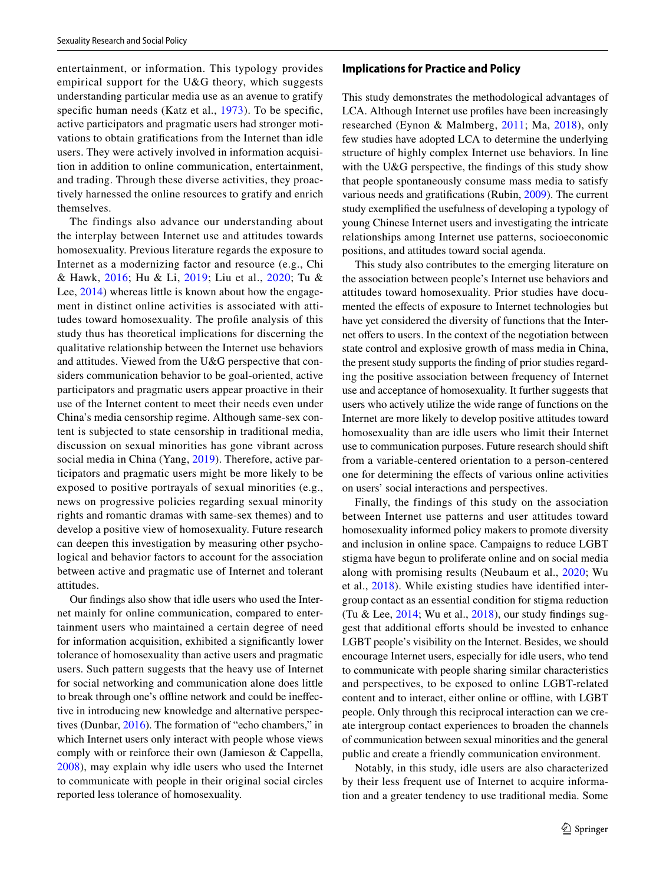entertainment, or information. This typology provides empirical support for the U&G theory, which suggests understanding particular media use as an avenue to gratify specific human needs (Katz et al., 1973). To be specific, active participators and pragmatic users had stronger motivations to obtain gratifications from the Internet than idle users. They were actively involved in information acquisition in addition to online communication, entertainment, and trading. Through these diverse activities, they proactively harnessed the online resources to gratify and enrich themselves.

The findings also advance our understanding about the interplay between Internet use and attitudes towards homosexuality. Previous literature regards the exposure to Internet as a modernizing factor and resource (e.g., Chi & Hawk, 2016; Hu & Li, 2019; Liu et al., 2020; Tu & Lee, 2014) whereas little is known about how the engagement in distinct online activities is associated with attitudes toward homosexuality. The profile analysis of this study thus has theoretical implications for discerning the qualitative relationship between the Internet use behaviors and attitudes. Viewed from the U&G perspective that considers communication behavior to be goal-oriented, active participators and pragmatic users appear proactive in their use of the Internet content to meet their needs even under China's media censorship regime. Although same-sex content is subjected to state censorship in traditional media, discussion on sexual minorities has gone vibrant across social media in China (Yang, 2019). Therefore, active participators and pragmatic users might be more likely to be exposed to positive portrayals of sexual minorities (e.g., news on progressive policies regarding sexual minority rights and romantic dramas with same-sex themes) and to develop a positive view of homosexuality. Future research can deepen this investigation by measuring other psychological and behavior factors to account for the association between active and pragmatic use of Internet and tolerant attitudes.

Our findings also show that idle users who used the Internet mainly for online communication, compared to entertainment users who maintained a certain degree of need for information acquisition, exhibited a significantly lower tolerance of homosexuality than active users and pragmatic users. Such pattern suggests that the heavy use of Internet for social networking and communication alone does little to break through one's offline network and could be ineffective in introducing new knowledge and alternative perspectives (Dunbar, 2016). The formation of "echo chambers," in which Internet users only interact with people whose views comply with or reinforce their own (Jamieson & Cappella, 2008), may explain why idle users who used the Internet to communicate with people in their original social circles reported less tolerance of homosexuality.

## Implications for Practice and Policy

This study demonstrates the methodological advantages of LCA. Although Internet use profiles have been increasingly researched (Eynon & Malmberg, 2011; Ma, 2018), only few studies have adopted LCA to determine the underlying structure of highly complex Internet use behaviors. In line with the U&G perspective, the findings of this study show that people spontaneously consume mass media to satisfy various needs and gratifications (Rubin, 2009). The current study exemplified the usefulness of developing a typology of young Chinese Internet users and investigating the intricate relationships among Internet use patterns, socioeconomic positions, and attitudes toward social agenda.

This study also contributes to the emerging literature on the association between people's Internet use behaviors and attitudes toward homosexuality. Prior studies have documented the effects of exposure to Internet technologies but have yet considered the diversity of functions that the Internet offers to users. In the context of the negotiation between state control and explosive growth of mass media in China, the present study supports the finding of prior studies regarding the positive association between frequency of Internet use and acceptance of homosexuality. It further suggests that users who actively utilize the wide range of functions on the Internet are more likely to develop positive attitudes toward homosexuality than are idle users who limit their Internet use to communication purposes. Future research should shift from a variable-centered orientation to a person-centered one for determining the effects of various online activities on users' social interactions and perspectives.

Finally, the findings of this study on the association between Internet use patterns and user attitudes toward homosexuality informed policy makers to promote diversity and inclusion in online space. Campaigns to reduce LGBT stigma have begun to proliferate online and on social media along with promising results (Neubaum et al., 2020; Wu et al., 2018). While existing studies have identified intergroup contact as an essential condition for stigma reduction (Tu & Lee, 2014; Wu et al., 2018), our study findings suggest that additional efforts should be invested to enhance LGBT people's visibility on the Internet. Besides, we should encourage Internet users, especially for idle users, who tend to communicate with people sharing similar characteristics and perspectives, to be exposed to online LGBT-related content and to interact, either online or offline, with LGBT people. Only through this reciprocal interaction can we create intergroup contact experiences to broaden the channels of communication between sexual minorities and the general public and create a friendly communication environment.

Notably, in this study, idle users are also characterized by their less frequent use of Internet to acquire information and a greater tendency to use traditional media. Some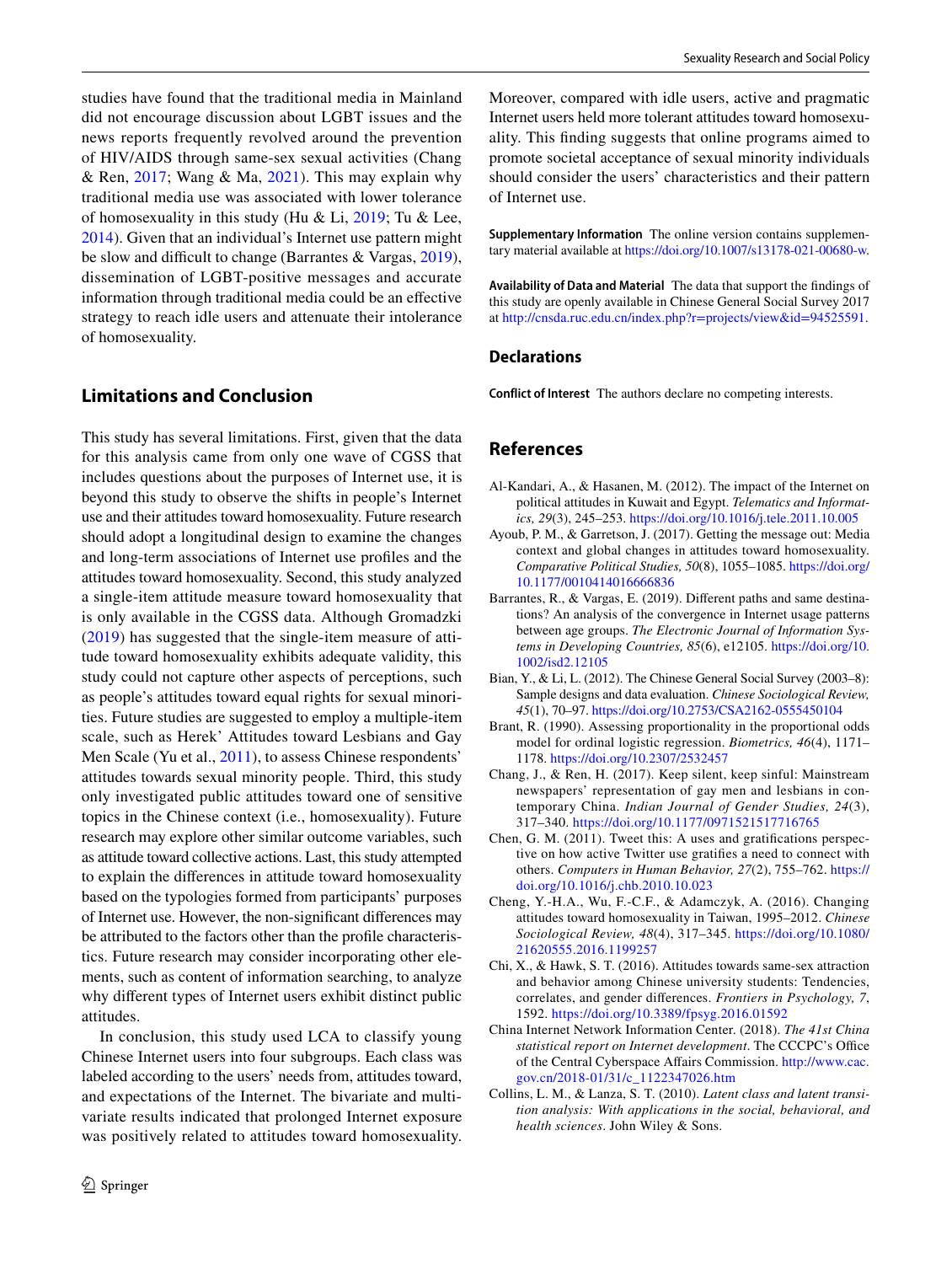studies have found that the traditional media in Mainland did not encourage discussion about LGBT issues and the news reports frequently revolved around the prevention of HIV/AIDS through same-sex sexual activities (Chang & Ren, 2017; Wang & Ma, 2021). This may explain why traditional media use was associated with lower tolerance of homosexuality in this study (Hu & Li, 2019; Tu & Lee, 2014). Given that an individual's Internet use pattern might be slow and difficult to change (Barrantes & Vargas, 2019), dissemination of LGBT-positive messages and accurate information through traditional media could be an effective strategy to reach idle users and attenuate their intolerance of homosexuality.

## Limitations and Conclusion

This study has several limitations. First, given that the data for this analysis came from only one wave of CGSS that includes questions about the purposes of Internet use, it is beyond this study to observe the shifts in people's Internet use and their attitudes toward homosexuality. Future research should adopt a longitudinal design to examine the changes and long-term associations of Internet use profiles and the attitudes toward homosexuality. Second, this study analyzed a single-item attitude measure toward homosexuality that is only available in the CGSS data. Although Gromadzki (2019) has suggested that the single-item measure of attitude toward homosexuality exhibits adequate validity, this study could not capture other aspects of perceptions, such as people's attitudes toward equal rights for sexual minorities. Future studies are suggested to employ a multiple-item scale, such as Herek' Attitudes toward Lesbians and Gay Men Scale (Yu et al., 2011), to assess Chinese respondents' attitudes towards sexual minority people. Third, this study only investigated public attitudes toward one of sensitive topics in the Chinese context (i.e., homosexuality). Future research may explore other similar outcome variables, such as attitude toward collective actions. Last, this study attempted to explain the differences in attitude toward homosexuality based on the typologies formed from participants' purposes of Internet use. However, the non-significant differences may be attributed to the factors other than the profile characteristics. Future research may consider incorporating other elements, such as content of information searching, to analyze why different types of Internet users exhibit distinct public attitudes.

In conclusion, this study used LCA to classify young Chinese Internet users into four subgroups. Each class was labeled according to the users' needs from, attitudes toward, and expectations of the Internet. The bivariate and multivariate results indicated that prolonged Internet exposure was positively related to attitudes toward homosexuality. Moreover, compared with idle users, active and pragmatic Internet users held more tolerant attitudes toward homosexuality. This finding suggests that online programs aimed to promote societal acceptance of sexual minority individuals should consider the users' characteristics and their pattern of Internet use.

**Supplementary Information** The online version contains supplementary material available at https://doi.org/10.1007/s13178-021-00680-w.

**Availability of Data and Material** The data that support the findings of this study are openly available in Chinese General Social Survey 2017 at http://cnsda.ruc.edu.cn/index.php?r=projects/view&id=94525591.

## Declarations

**Conflict of Interest** The authors declare no competing interests.

## References

Al-Kandari, A., & Hasanen, M. (2012). The impact of the Internet on political attitudes in Kuwait and Egypt. *Telematics and Informatics, 29*(3), 245–253. https://doi.org/10.1016/j.tele.2011.10.005

Ayoub, P. M., & Garretson, J. (2017). Getting the message out: Media context and global changes in attitudes toward homosexuality. *Comparative Political Studies, 50*(8), 1055–1085. https://doi.org/10.1177/0010414016666836

Barrantes, R., & Vargas, E. (2019). Different paths and same destinations? An analysis of the convergence in Internet usage patterns between age groups. *The Electronic Journal of Information Systems in Developing Countries, 85*(6), e12105. https://doi.org/10.1002/isd2.12105

Bian, Y., & Li, L. (2012). The Chinese General Social Survey (2003–8): Sample designs and data evaluation. *Chinese Sociological Review, 45*(1), 70–97. https://doi.org/10.2753/CSA2162-0555450104

Brant, R. (1990). Assessing proportionality in the proportional odds model for ordinal logistic regression. *Biometrics, 46*(4), 1171–1178. https://doi.org/10.2307/2532457

Chang, J., & Ren, H. (2017). Keep silent, keep sinful: Mainstream newspapers' representation of gay men and lesbians in contemporary China. *Indian Journal of Gender Studies, 24*(3), 317–340. https://doi.org/10.1177/0971521517716765

Chen, G. M. (2011). Tweet this: A uses and gratifications perspective on how active Twitter use gratifies a need to connect with others. *Computers in Human Behavior, 27*(2), 755–762. https://doi.org/10.1016/j.chb.2010.10.023

Cheng, Y.-H.A., Wu, F.-C.F., & Adamczyk, A. (2016). Changing attitudes toward homosexuality in Taiwan, 1995–2012. *Chinese Sociological Review, 48*(4), 317–345. https://doi.org/10.1080/21620555.2016.1199257

Chi, X., & Hawk, S. T. (2016). Attitudes towards same-sex attraction and behavior among Chinese university students: Tendencies, correlates, and gender differences. *Frontiers in Psychology, 7*, 1592. https://doi.org/10.3389/fpsyg.2016.01592

China Internet Network Information Center. (2018). *The 41st China statistical report on Internet development*. The CCCPC's Office of the Central Cyberspace Affairs Commission. http://www.cac.gov.cn/2018-01/31/c_1122347026.htm

Collins, L. M., & Lanza, S. T. (2010). *Latent class and latent transition analysis: With applications in the social, behavioral, and health sciences*. John Wiley & Sons.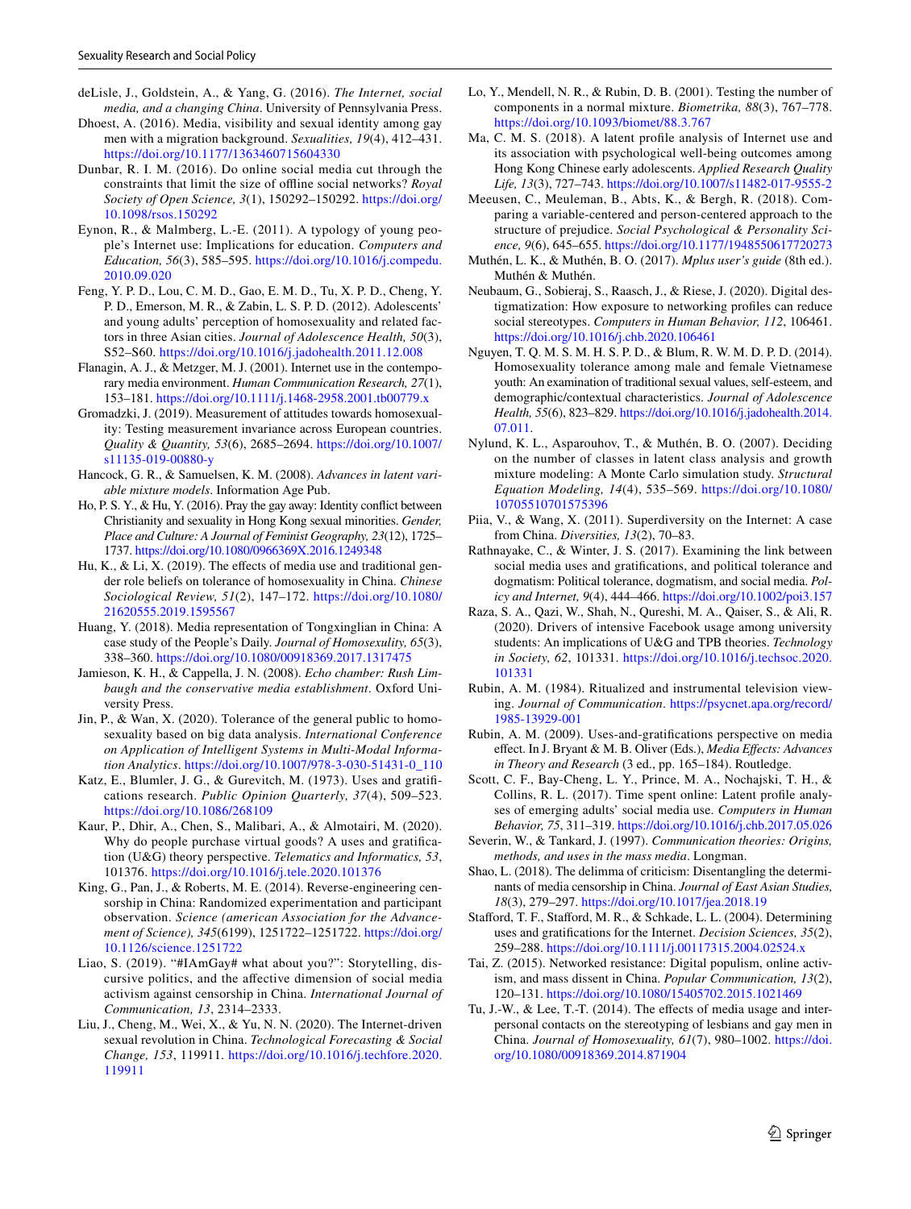deLisle, J., Goldstein, A., & Yang, G. (2016). *The Internet, social media, and a changing China*. University of Pennsylvania Press.

Dhoest, A. (2016). Media, visibility and sexual identity among gay men with a migration background. *Sexualities, 19*(4), 412–431. https://doi.org/10.1177/1363460715604330

Dunbar, R. I. M. (2016). Do online social media cut through the constraints that limit the size of offline social networks? *Royal Society of Open Science, 3*(1), 150292–150292. https://doi.org/10.1098/rsos.150292

Eynon, R., & Malmberg, L.-E. (2011). A typology of young people's Internet use: Implications for education. *Computers and Education, 56*(3), 585–595. https://doi.org/10.1016/j.compedu.2010.09.020

Feng, Y. P. D., Lou, C. M. D., Gao, E. M. D., Tu, X. P. D., Cheng, Y. P. D., Emerson, M. R., & Zabin, L. S. P. D. (2012). Adolescents' and young adults' perception of homosexuality and related factors in three Asian cities. *Journal of Adolescence Health, 50*(3), S52–S60. https://doi.org/10.1016/j.jadohealth.2011.12.008

Flanagin, A. J., & Metzger, M. J. (2001). Internet use in the contemporary media environment. *Human Communication Research, 27*(1), 153–181. https://doi.org/10.1111/j.1468-2958.2001.tb00779.x

Gromadzki, J. (2019). Measurement of attitudes towards homosexuality: Testing measurement invariance across European countries. *Quality & Quantity, 53*(6), 2685–2694. https://doi.org/10.1007/s11135-019-00880-y

Hancock, G. R., & Samuelsen, K. M. (2008). *Advances in latent variable mixture models*. Information Age Pub.

Ho, P. S. Y., & Hu, Y. (2016). Pray the gay away: Identity conflict between Christianity and sexuality in Hong Kong sexual minorities. *Gender, Place and Culture: A Journal of Feminist Geography, 23*(12), 1725–1737. https://doi.org/10.1080/0966369X.2016.1249348

Hu, K., & Li, X. (2019). The effects of media use and traditional gender role beliefs on tolerance of homosexuality in China. *Chinese Sociological Review, 51*(2), 147–172. https://doi.org/10.1080/21620555.2019.1595567

Huang, Y. (2018). Media representation of Tongxinglian in China: A case study of the People's Daily. *Journal of Homosexuality, 65*(3), 338–360. https://doi.org/10.1080/00918369.2017.1317475

Jamieson, K. H., & Cappella, J. N. (2008). *Echo chamber: Rush Limbaugh and the conservative media establishment*. Oxford University Press.

Jin, P., & Wan, X. (2020). Tolerance of the general public to homosexuality based on big data analysis. *International Conference on Application of Intelligent Systems in Multi-Modal Information Analytics*. https://doi.org/10.1007/978-3-030-51431-0_110

Katz, E., Blumler, J. G., & Gurevitch, M. (1973). Uses and gratifications research. *Public Opinion Quarterly, 37*(4), 509–523. https://doi.org/10.1086/268109

Kaur, P., Dhir, A., Chen, S., Malibari, A., & Almotairi, M. (2020). Why do people purchase virtual goods? A uses and gratification (U&G) theory perspective. *Telematics and Informatics, 53*, 101376. https://doi.org/10.1016/j.tele.2020.101376

King, G., Pan, J., & Roberts, M. E. (2014). Reverse-engineering censorship in China: Randomized experimentation and participant observation. *Science (american Association for the Advancement of Science), 345*(6199), 1251722–1251722. https://doi.org/10.1126/science.1251722

Liao, S. (2019). "#IAmGay# what about you?": Storytelling, discursive politics, and the affective dimension of social media activism against censorship in China. *International Journal of Communication, 13*, 2314–2333.

Liu, J., Cheng, M., Wei, X., & Yu, N. N. (2020). The Internet-driven sexual revolution in China. *Technological Forecasting & Social Change, 153*, 119911. https://doi.org/10.1016/j.techfore.2020.119911

Lo, Y., Mendell, N. R., & Rubin, D. B. (2001). Testing the number of components in a normal mixture. *Biometrika, 88*(3), 767–778. https://doi.org/10.1093/biomet/88.3.767

Ma, C. M. S. (2018). A latent profile analysis of Internet use and its association with psychological well-being outcomes among Hong Kong Chinese early adolescents. *Applied Research Quality Life, 13*(3), 727–743. https://doi.org/10.1007/s11482-017-9555-2

Meeusen, C., Meuleman, B., Abts, K., & Bergh, R. (2018). Comparing a variable-centered and person-centered approach to the structure of prejudice. *Social Psychological & Personality Science, 9*(6), 645–655. https://doi.org/10.1177/1948550617720273

Muthén, L. K., & Muthén, B. O. (2017). *Mplus user's guide* (8th ed.). Muthén & Muthén.

Neubaum, G., Sobieraj, S., Raasch, J., & Riese, J. (2020). Digital destigmatization: How exposure to networking profiles can reduce social stereotypes. *Computers in Human Behavior, 112*, 106461. https://doi.org/10.1016/j.chb.2020.106461

Nguyen, T. Q. M. S. M. H. S. P. D., & Blum, R. W. M. D. P. D. (2014). Homosexuality tolerance among male and female Vietnamese youth: An examination of traditional sexual values, self-esteem, and demographic/contextual characteristics. *Journal of Adolescence Health, 55*(6), 823–829. https://doi.org/10.1016/j.jadohealth.2014.07.011.

Nylund, K. L., Asparouhov, T., & Muthén, B. O. (2007). Deciding on the number of classes in latent class analysis and growth mixture modeling: A Monte Carlo simulation study. *Structural Equation Modeling, 14*(4), 535–569. https://doi.org/10.1080/10705510701575396

Piia, V., & Wang, X. (2011). Superdiversity on the Internet: A case from China. *Diversities, 13*(2), 70–83.

Rathnayake, C., & Winter, J. S. (2017). Examining the link between social media uses and gratifications, and political tolerance and dogmatism: Political tolerance, dogmatism, and social media. *Policy and Internet, 9*(4), 444–466. https://doi.org/10.1002/poi3.157

Raza, S. A., Qazi, W., Shah, N., Qureshi, M. A., Qaiser, S., & Ali, R. (2020). Drivers of intensive Facebook usage among university students: An implications of U&G and TPB theories. *Technology in Society, 62*, 101331. https://doi.org/10.1016/j.techsoc.2020.101331

Rubin, A. M. (1984). Ritualized and instrumental television viewing. *Journal of Communication*. https://psycnet.apa.org/record/1985-13929-001

Rubin, A. M. (2009). Uses-and-gratifications perspective on media effect. In J. Bryant & M. B. Oliver (Eds.), *Media Effects: Advances in Theory and Research* (3 ed., pp. 165–184). Routledge.

Scott, C. F., Bay-Cheng, L. Y., Prince, M. A., Nochajski, T. H., & Collins, R. L. (2017). Time spent online: Latent profile analyses of emerging adults' social media use. *Computers in Human Behavior, 75*, 311–319. https://doi.org/10.1016/j.chb.2017.05.026

Severin, W., & Tankard, J. (1997). *Communication theories: Origins, methods, and uses in the mass media*. Longman.

Shao, L. (2018). The delimma of criticism: Disentangling the determinants of media censorship in China. *Journal of East Asian Studies, 18*(3), 279–297. https://doi.org/10.1017/jea.2018.19

Stafford, T. F., Stafford, M. R., & Schkade, L. L. (2004). Determining uses and gratifications for the Internet. *Decision Sciences, 35*(2), 259–288. https://doi.org/10.1111/j.00117315.2004.02524.x

Tai, Z. (2015). Networked resistance: Digital populism, online activism, and mass dissent in China. *Popular Communication, 13*(2), 120–131. https://doi.org/10.1080/15405702.2015.1021469

Tu, J.-W., & Lee, T.-T. (2014). The effects of media usage and interpersonal contacts on the stereotyping of lesbians and gay men in China. *Journal of Homosexuality, 61*(7), 980–1002. https://doi.org/10.1080/00918369.2014.871904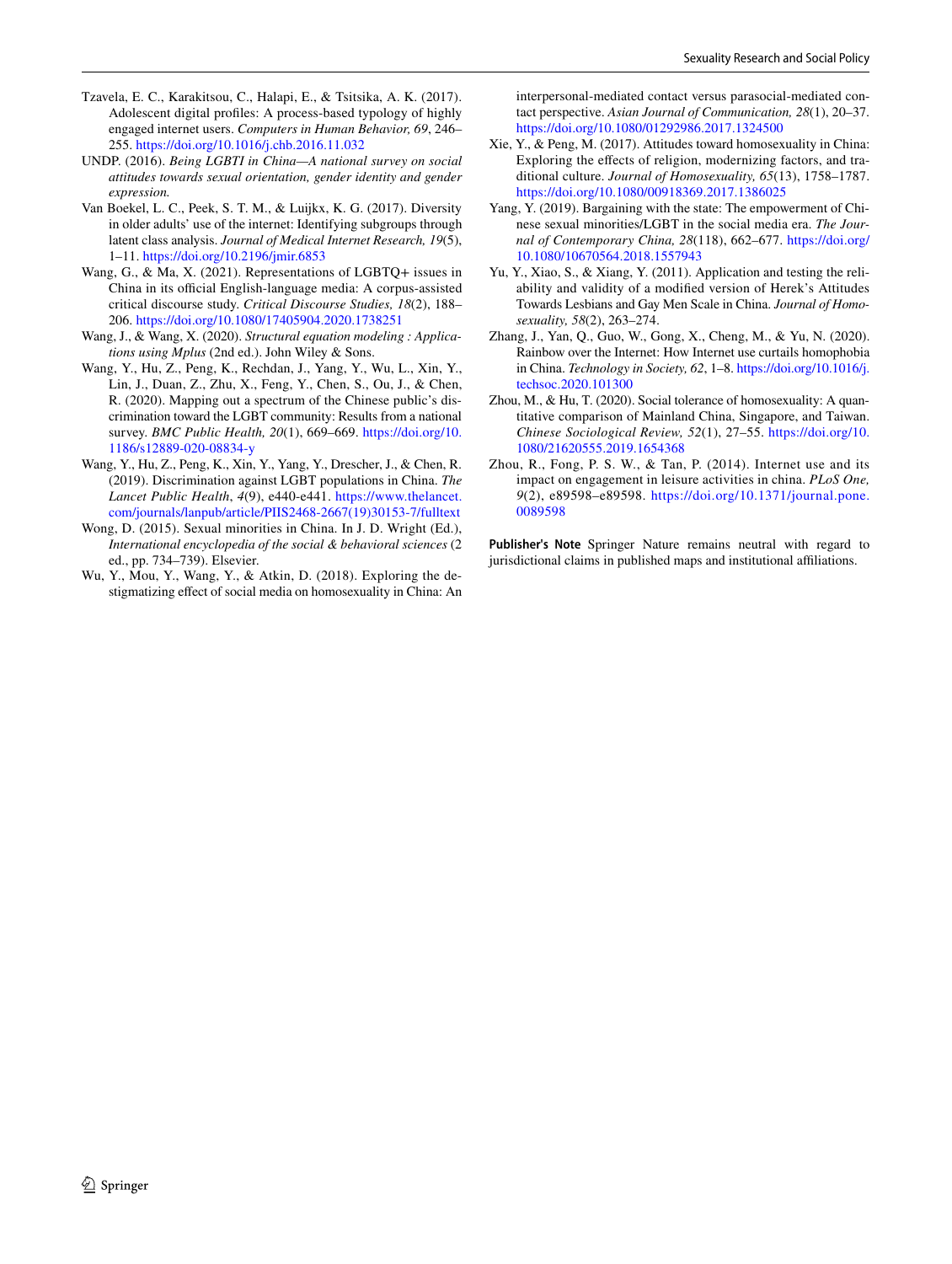Tzavela, E. C., Karakitsou, C., Halapi, E., & Tsitsika, A. K. (2017). Adolescent digital profiles: A process-based typology of highly engaged internet users. *Computers in Human Behavior, 69*, 246–255. https://doi.org/10.1016/j.chb.2016.11.032

UNDP. (2016). *Being LGBTI in China—A national survey on social attitudes towards sexual orientation, gender identity and gender expression.*

Van Boekel, L. C., Peek, S. T. M., & Luijkx, K. G. (2017). Diversity in older adults' use of the internet: Identifying subgroups through latent class analysis. *Journal of Medical Internet Research, 19*(5), 1–11. https://doi.org/10.2196/jmir.6853

Wang, G., & Ma, X. (2021). Representations of LGBTQ+ issues in China in its official English-language media: A corpus-assisted critical discourse study. *Critical Discourse Studies, 18*(2), 188–206. https://doi.org/10.1080/17405904.2020.1738251

Wang, J., & Wang, X. (2020). *Structural equation modeling : Applications using Mplus* (2nd ed.). John Wiley & Sons.

Wang, Y., Hu, Z., Peng, K., Rechdan, J., Yang, Y., Wu, L., Xin, Y., Lin, J., Duan, Z., Zhu, X., Feng, Y., Chen, S., Ou, J., & Chen, R. (2020). Mapping out a spectrum of the Chinese public's discrimination toward the LGBT community: Results from a national survey. *BMC Public Health, 20*(1), 669–669. https://doi.org/10.1186/s12889-020-08834-y

Wang, Y., Hu, Z., Peng, K., Xin, Y., Yang, Y., Drescher, J., & Chen, R. (2019). Discrimination against LGBT populations in China. *The Lancet Public Health*, *4*(9), e440-e441. https://www.thelancet.com/journals/lanpub/article/PIIS2468-2667(19)30153-7/fulltext

Wong, D. (2015). Sexual minorities in China. In J. D. Wright (Ed.), *International encyclopedia of the social & behavioral sciences* (2 ed., pp. 734–739). Elsevier.

Wu, Y., Mou, Y., Wang, Y., & Atkin, D. (2018). Exploring the de-stigmatizing effect of social media on homosexuality in China: An interpersonal-mediated contact versus parasocial-mediated contact perspective. *Asian Journal of Communication, 28*(1), 20–37. https://doi.org/10.1080/01292986.2017.1324500

Xie, Y., & Peng, M. (2017). Attitudes toward homosexuality in China: Exploring the effects of religion, modernizing factors, and traditional culture. *Journal of Homosexuality, 65*(13), 1758–1787. https://doi.org/10.1080/00918369.2017.1386025

Yang, Y. (2019). Bargaining with the state: The empowerment of Chinese sexual minorities/LGBT in the social media era. *The Journal of Contemporary China, 28*(118), 662–677. https://doi.org/10.1080/10670564.2018.1557943

Yu, Y., Xiao, S., & Xiang, Y. (2011). Application and testing the reliability and validity of a modified version of Herek's Attitudes Towards Lesbians and Gay Men Scale in China. *Journal of Homosexuality, 58*(2), 263–274.

Zhang, J., Yan, Q., Guo, W., Gong, X., Cheng, M., & Yu, N. (2020). Rainbow over the Internet: How Internet use curtails homophobia in China. *Technology in Society, 62*, 1–8. https://doi.org/10.1016/j.techsoc.2020.101300

Zhou, M., & Hu, T. (2020). Social tolerance of homosexuality: A quantitative comparison of Mainland China, Singapore, and Taiwan. *Chinese Sociological Review, 52*(1), 27–55. https://doi.org/10.1080/21620555.2019.1654368

Zhou, R., Fong, P. S. W., & Tan, P. (2014). Internet use and its impact on engagement in leisure activities in china. *PLoS One, 9*(2), e89598–e89598. https://doi.org/10.1371/journal.pone.0089598

**Publisher's Note** Springer Nature remains neutral with regard to jurisdictional claims in published maps and institutional affiliations.